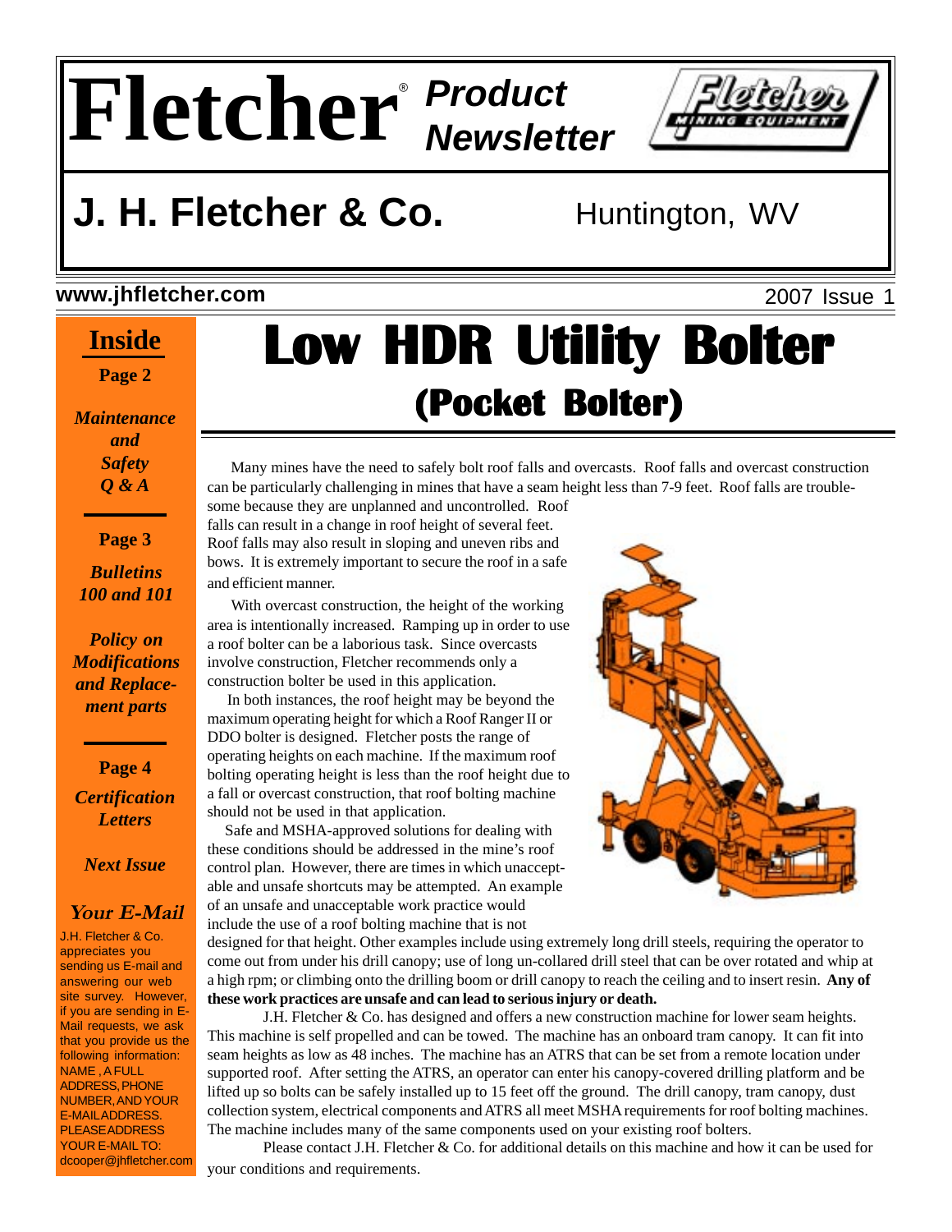# Fletcher® Product Newsletter

## J. H. Fletcher & Co. Huntington, WV

www.jhfletcher.com

2007 Issue 1

**Inside**

**Page 2**

*Maintenance and Safety Q & A*

**Page 3**

*Bulletins 100 and 101*

*Policy on Modifications and Replacement parts*

**Page 4**

*Certification Letters*

*Next Issue*

***Your E-Mail***

J.H. Fletcher & Co. appreciates you sending us E-mail and answering our web site survey. However, if you are sending in E-Mail requests, we ask that you provide us the following information: NAME , A FULL ADDRESS, PHONE NUMBER, AND YOUR E-MAIL ADDRESS. PLEASE ADDRESS YOUR E-MAIL TO: dcooper@jhfletcher.com

# Low HDR Utility Bolter

## (Pocket Bolter)

Many mines have the need to safely bolt roof falls and overcasts. Roof falls and overcast construction can be particularly challenging in mines that have a seam height less than 7-9 feet. Roof falls are troublesome because they are unplanned and uncontrolled. Roof falls can result in a change in roof height of several feet. Roof falls may also result in sloping and uneven ribs and bows. It is extremely important to secure the roof in a safe and efficient manner.

With overcast construction, the height of the working area is intentionally increased. Ramping up in order to use a roof bolter can be a laborious task. Since overcasts involve construction, Fletcher recommends only a construction bolter be used in this application.

In both instances, the roof height may be beyond the maximum operating height for which a Roof Ranger II or DDO bolter is designed. Fletcher posts the range of operating heights on each machine. If the maximum roof bolting operating height is less than the roof height due to a fall or overcast construction, that roof bolting machine should not be used in that application.

Safe and MSHA-approved solutions for dealing with these conditions should be addressed in the mine's roof control plan. However, there are times in which unacceptable and unsafe shortcuts may be attempted. An example of an unsafe and unacceptable work practice would include the use of a roof bolting machine that is not designed for that height. Other examples include using extremely long drill steels, requiring the operator to come out from under his drill canopy; use of long un-collared drill steel that can be over rotated and whip at a high rpm; or climbing onto the drilling boom or drill canopy to reach the ceiling and to insert resin. **Any of these work practices are unsafe and can lead to serious injury or death.**

J.H. Fletcher & Co. has designed and offers a new construction machine for lower seam heights. This machine is self propelled and can be towed. The machine has an onboard tram canopy. It can fit into seam heights as low as 48 inches. The machine has an ATRS that can be set from a remote location under supported roof. After setting the ATRS, an operator can enter his canopy-covered drilling platform and be lifted up so bolts can be safely installed up to 15 feet off the ground. The drill canopy, tram canopy, dust collection system, electrical components and ATRS all meet MSHA requirements for roof bolting machines. The machine includes many of the same components used on your existing roof bolters.

Please contact J.H. Fletcher & Co. for additional details on this machine and how it can be used for your conditions and requirements.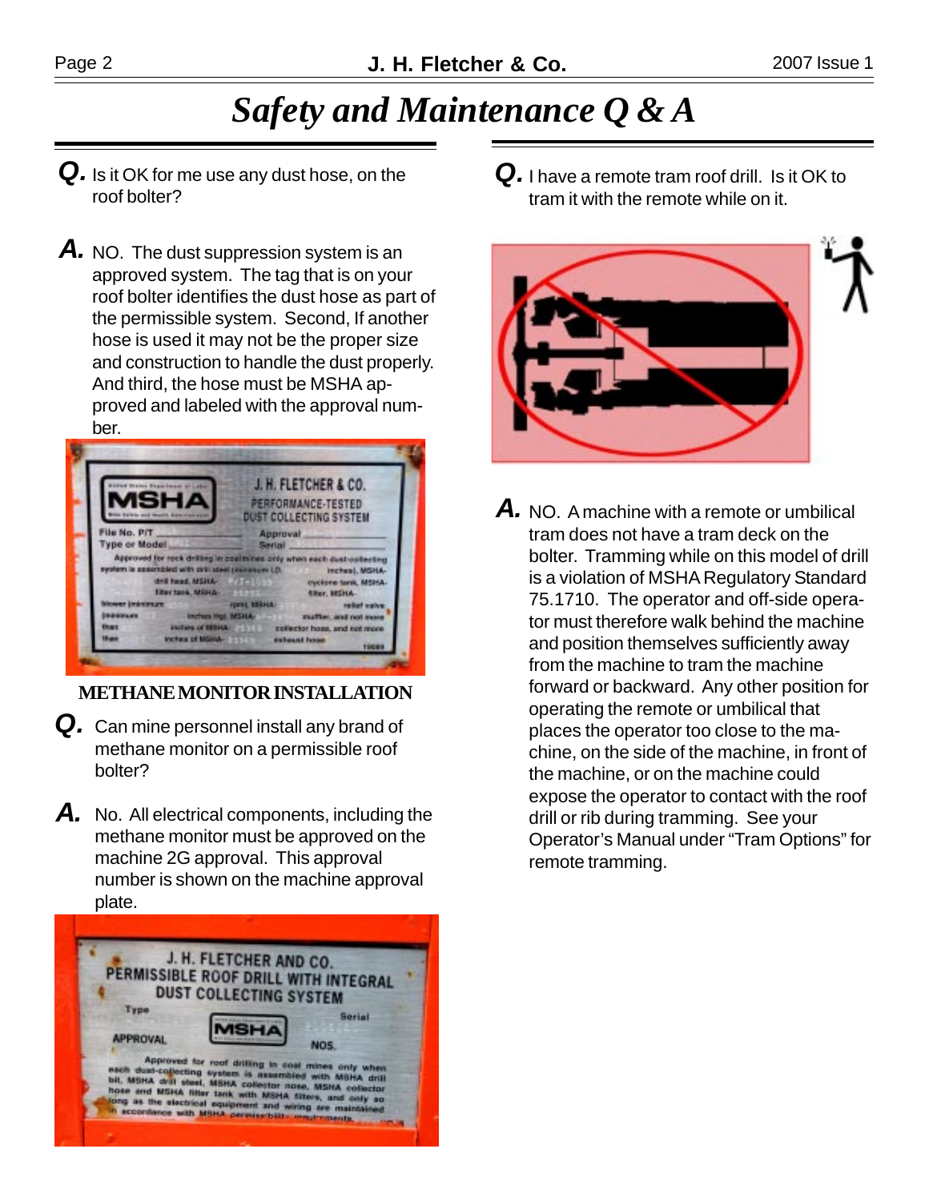# Safety and Maintenance Q & A

**Q.** Is it OK for me use any dust hose, on the roof bolter?

**A.** NO. The dust suppression system is an approved system. The tag that is on your roof bolter identifies the dust hose as part of the permissible system. Second, If another hose is used it may not be the proper size and construction to handle the dust properly. And third, the hose must be MSHA approved and labeled with the approval number.

## METHANE MONITOR INSTALLATION

**Q.** Can mine personnel install any brand of methane monitor on a permissible roof bolter?

**A.** No. All electrical components, including the methane monitor must be approved on the machine 2G approval. This approval number is shown on the machine approval plate.

**Q.** I have a remote tram roof drill. Is it OK to tram it with the remote while on it.

**A.** NO. A machine with a remote or umbilical tram does not have a tram deck on the bolter. Tramming while on this model of drill is a violation of MSHA Regulatory Standard 75.1710. The operator and off-side operator must therefore walk behind the machine and position themselves sufficiently away from the machine to tram the machine forward or backward. Any other position for operating the remote or umbilical that places the operator too close to the machine, on the side of the machine, in front of the machine, or on the machine could expose the operator to contact with the roof drill or rib during tramming. See your Operator's Manual under "Tram Options" for remote tramming.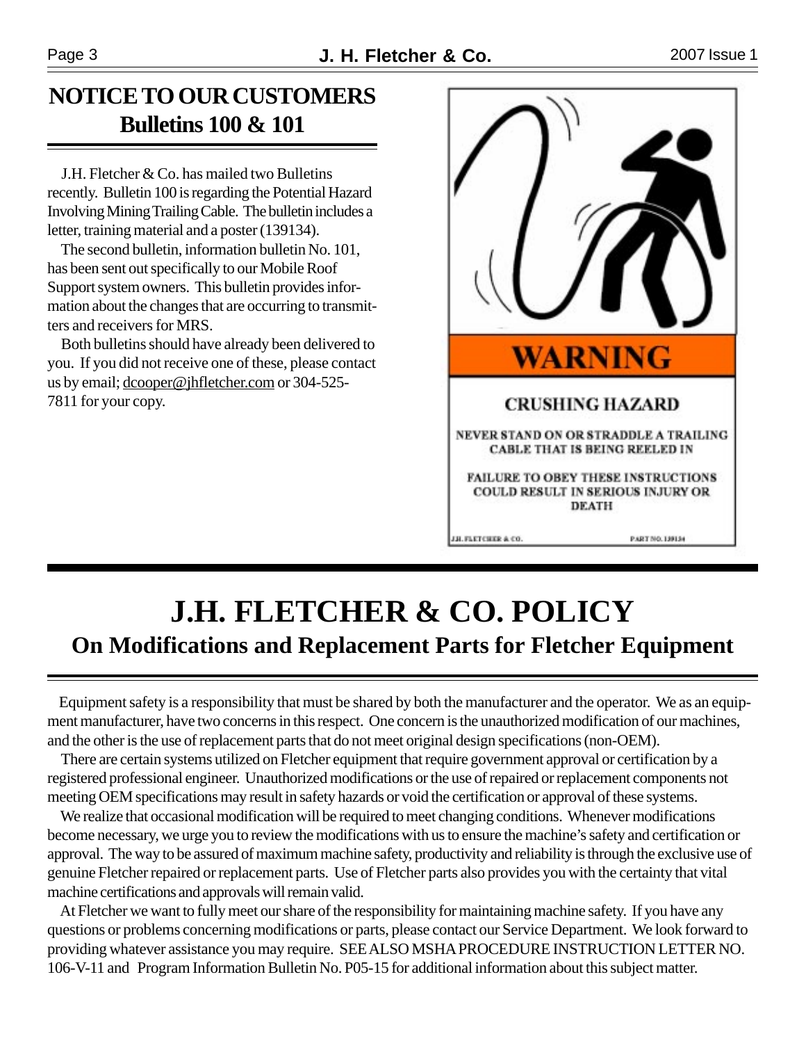# NOTICE TO OUR CUSTOMERS
## Bulletins 100 & 101

J.H. Fletcher & Co. has mailed two Bulletins recently. Bulletin 100 is regarding the Potential Hazard Involving Mining Trailing Cable. The bulletin includes a letter, training material and a poster (139134).

The second bulletin, information bulletin No. 101, has been sent out specifically to our Mobile Roof Support system owners. This bulletin provides information about the changes that are occurring to transmitters and receivers for MRS.

Both bulletins should have already been delivered to you. If you did not receive one of these, please contact us by email; dcooper@jhfletcher.com or 304-525-7811 for your copy.

**WARNING**

**CRUSHING HAZARD**

NEVER STAND ON OR STRADDLE A TRAILING CABLE THAT IS BEING REELED IN

FAILURE TO OBEY THESE INSTRUCTIONS COULD RESULT IN SERIOUS INJURY OR DEATH

J.H. FLETCHER & CO. PART NO. 139134

# J.H. FLETCHER & CO. POLICY
## On Modifications and Replacement Parts for Fletcher Equipment

Equipment safety is a responsibility that must be shared by both the manufacturer and the operator. We as an equipment manufacturer, have two concerns in this respect. One concern is the unauthorized modification of our machines, and the other is the use of replacement parts that do not meet original design specifications (non-OEM).

There are certain systems utilized on Fletcher equipment that require government approval or certification by a registered professional engineer. Unauthorized modifications or the use of repaired or replacement components not meeting OEM specifications may result in safety hazards or void the certification or approval of these systems.

We realize that occasional modification will be required to meet changing conditions. Whenever modifications become necessary, we urge you to review the modifications with us to ensure the machine's safety and certification or approval. The way to be assured of maximum machine safety, productivity and reliability is through the exclusive use of genuine Fletcher repaired or replacement parts. Use of Fletcher parts also provides you with the certainty that vital machine certifications and approvals will remain valid.

At Fletcher we want to fully meet our share of the responsibility for maintaining machine safety. If you have any questions or problems concerning modifications or parts, please contact our Service Department. We look forward to providing whatever assistance you may require. SEE ALSO MSHA PROCEDURE INSTRUCTION LETTER NO. 106-V-11 and Program Information Bulletin No. P05-15 for additional information about this subject matter.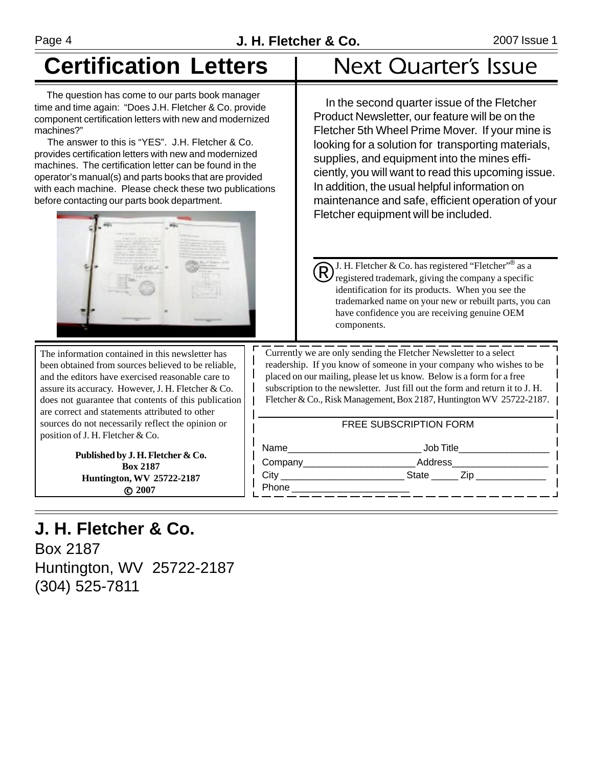## Certification Letters

The question has come to our parts book manager time and time again: "Does J.H. Fletcher & Co. provide component certification letters with new and modernized machines?"

The answer to this is "YES". J.H. Fletcher & Co. provides certification letters with new and modernized machines. The certification letter can be found in the operator's manual(s) and parts books that are provided with each machine. Please check these two publications before contacting our parts book department.

## Next Quarter's Issue

In the second quarter issue of the Fletcher Product Newsletter, our feature will be on the Fletcher 5th Wheel Prime Mover. If your mine is looking for a solution for transporting materials, supplies, and equipment into the mines efficiently, you will want to read this upcoming issue. In addition, the usual helpful information on maintenance and safe, efficient operation of your Fletcher equipment will be included.

® J. H. Fletcher & Co. has registered "Fletcher"® as a registered trademark, giving the company a specific identification for its products. When you see the trademarked name on your new or rebuilt parts, you can have confidence you are receiving genuine OEM components.

The information contained in this newsletter has been obtained from sources believed to be reliable, and the editors have exercised reasonable care to assure its accuracy. However, J. H. Fletcher & Co. does not guarantee that contents of this publication are correct and statements attributed to other sources do not necessarily reflect the opinion or position of J. H. Fletcher & Co.

**Published by J. H. Fletcher & Co.**
**Box 2187**
**Huntington, WV 25722-2187**
**© 2007**

Currently we are only sending the Fletcher Newsletter to a select readership. If you know of someone in your company who wishes to be placed on our mailing, please let us know. Below is a form for a free subscription to the newsletter. Just fill out the form and return it to J. H. Fletcher & Co., Risk Management, Box 2187, Huntington WV 25722-2187.

FREE SUBSCRIPTION FORM

Name__________________________ Job Title__________________

Company_____________________ Address__________________

City ________________________ State _____ Zip _____________

Phone _______________________

**J. H. Fletcher & Co.**
Box 2187
Huntington, WV 25722-2187
(304) 525-7811